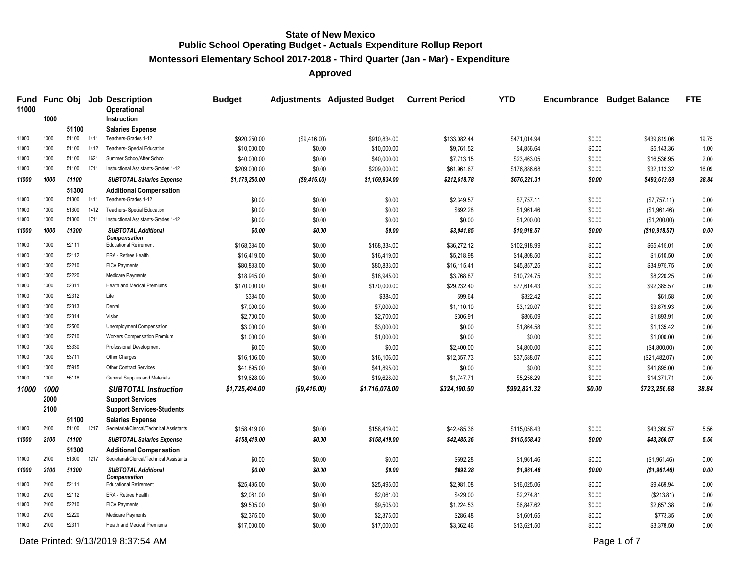# State of New Mexico
## Public School Operating Budget - Actuals Expenditure Rollup Report
### Montessori Elementary School 2017-2018 - Third Quarter (Jan - Mar) - Expenditure
### Approved

| Fund | Func | Obj | Job | Description | Budget | Adjustments | Adjusted Budget | Current Period | YTD | Encumbrance | Budget Balance | FTE |
|---|---|---|---|---|---|---|---|---|---|---|---|---|
| 11000 | | | | Operational | | | | | | | | |
| | 1000 | | | Instruction | | | | | | | | |
| | | 51100 | | Salaries Expense | | | | | | | | |
| 11000 | 1000 | 51100 | 1411 | Teachers-Grades 1-12 | $920,250.00 | ($9,416.00) | $910,834.00 | $133,082.44 | $471,014.94 | $0.00 | $439,819.06 | 19.75 |
| 11000 | 1000 | 51100 | 1412 | Teachers- Special Education | $10,000.00 | $0.00 | $10,000.00 | $9,761.52 | $4,856.64 | $0.00 | $5,143.36 | 1.00 |
| 11000 | 1000 | 51100 | 1621 | Summer School/After School | $40,000.00 | $0.00 | $40,000.00 | $7,713.15 | $23,463.05 | $0.00 | $16,536.95 | 2.00 |
| 11000 | 1000 | 51100 | 1711 | Instructional Assistants-Grades 1-12 | $209,000.00 | $0.00 | $209,000.00 | $61,961.67 | $176,886.68 | $0.00 | $32,113.32 | 16.09 |
| ***11000*** | ***1000*** | ***51100*** | | ***SUBTOTAL Salaries Expense*** | ***$1,179,250.00*** | ***($9,416.00)*** | ***$1,169,834.00*** | ***$212,518.78*** | ***$676,221.31*** | ***$0.00*** | ***$493,612.69*** | ***38.84*** |
| | | 51300 | | Additional Compensation | | | | | | | | |
| 11000 | 1000 | 51300 | 1411 | Teachers-Grades 1-12 | $0.00 | $0.00 | $0.00 | $2,349.57 | $7,757.11 | $0.00 | ($7,757.11) | 0.00 |
| 11000 | 1000 | 51300 | 1412 | Teachers- Special Education | $0.00 | $0.00 | $0.00 | $692.28 | $1,961.46 | $0.00 | ($1,961.46) | 0.00 |
| 11000 | 1000 | 51300 | 1711 | Instructional Assistants-Grades 1-12 | $0.00 | $0.00 | $0.00 | $0.00 | $1,200.00 | $0.00 | ($1,200.00) | 0.00 |
| ***11000*** | ***1000*** | ***51300*** | | ***SUBTOTAL Additional Compensation*** | ***$0.00*** | ***$0.00*** | ***$0.00*** | ***$3,041.85*** | ***$10,918.57*** | ***$0.00*** | ***($10,918.57)*** | ***0.00*** |
| 11000 | 1000 | 52111 | | Educational Retirement | $168,334.00 | $0.00 | $168,334.00 | $36,272.12 | $102,918.99 | $0.00 | $65,415.01 | 0.00 |
| 11000 | 1000 | 52112 | | ERA - Retiree Health | $16,419.00 | $0.00 | $16,419.00 | $5,218.98 | $14,808.50 | $0.00 | $1,610.50 | 0.00 |
| 11000 | 1000 | 52210 | | FICA Payments | $80,833.00 | $0.00 | $80,833.00 | $16,115.41 | $45,857.25 | $0.00 | $34,975.75 | 0.00 |
| 11000 | 1000 | 52220 | | Medicare Payments | $18,945.00 | $0.00 | $18,945.00 | $3,768.87 | $10,724.75 | $0.00 | $8,220.25 | 0.00 |
| 11000 | 1000 | 52311 | | Health and Medical Premiums | $170,000.00 | $0.00 | $170,000.00 | $29,232.40 | $77,614.43 | $0.00 | $92,385.57 | 0.00 |
| 11000 | 1000 | 52312 | | Life | $384.00 | $0.00 | $384.00 | $99.64 | $322.42 | $0.00 | $61.58 | 0.00 |
| 11000 | 1000 | 52313 | | Dental | $7,000.00 | $0.00 | $7,000.00 | $1,110.10 | $3,120.07 | $0.00 | $3,879.93 | 0.00 |
| 11000 | 1000 | 52314 | | Vision | $2,700.00 | $0.00 | $2,700.00 | $306.91 | $806.09 | $0.00 | $1,893.91 | 0.00 |
| 11000 | 1000 | 52500 | | Unemployment Compensation | $3,000.00 | $0.00 | $3,000.00 | $0.00 | $1,864.58 | $0.00 | $1,135.42 | 0.00 |
| 11000 | 1000 | 52710 | | Workers Compensation Premium | $1,000.00 | $0.00 | $1,000.00 | $0.00 | $0.00 | $0.00 | $1,000.00 | 0.00 |
| 11000 | 1000 | 53330 | | Professional Development | $0.00 | $0.00 | $0.00 | $2,400.00 | $4,800.00 | $0.00 | ($4,800.00) | 0.00 |
| 11000 | 1000 | 53711 | | Other Charges | $16,106.00 | $0.00 | $16,106.00 | $12,357.73 | $37,588.07 | $0.00 | ($21,482.07) | 0.00 |
| 11000 | 1000 | 55915 | | Other Contract Services | $41,895.00 | $0.00 | $41,895.00 | $0.00 | $0.00 | $0.00 | $41,895.00 | 0.00 |
| 11000 | 1000 | 56118 | | General Supplies and Materials | $19,628.00 | $0.00 | $19,628.00 | $1,747.71 | $5,256.29 | $0.00 | $14,371.71 | 0.00 |
| ***11000*** | ***1000*** | | | ***SUBTOTAL Instruction*** | ***$1,725,494.00*** | ***($9,416.00)*** | ***$1,716,078.00*** | ***$324,190.50*** | ***$992,821.32*** | ***$0.00*** | ***$723,256.68*** | ***38.84*** |
| | 2000 | | | Support Services | | | | | | | | |
| | 2100 | | | Support Services-Students | | | | | | | | |
| | | 51100 | | Salaries Expense | | | | | | | | |
| 11000 | 2100 | 51100 | 1217 | Secretarial/Clerical/Technical Assistants | $158,419.00 | $0.00 | $158,419.00 | $42,485.36 | $115,058.43 | $0.00 | $43,360.57 | 5.56 |
| ***11000*** | ***2100*** | ***51100*** | | ***SUBTOTAL Salaries Expense*** | ***$158,419.00*** | ***$0.00*** | ***$158,419.00*** | ***$42,485.36*** | ***$115,058.43*** | ***$0.00*** | ***$43,360.57*** | ***5.56*** |
| | | 51300 | | Additional Compensation | | | | | | | | |
| 11000 | 2100 | 51300 | 1217 | Secretarial/Clerical/Technical Assistants | $0.00 | $0.00 | $0.00 | $692.28 | $1,961.46 | $0.00 | ($1,961.46) | 0.00 |
| ***11000*** | ***2100*** | ***51300*** | | ***SUBTOTAL Additional Compensation*** | ***$0.00*** | ***$0.00*** | ***$0.00*** | ***$692.28*** | ***$1,961.46*** | ***$0.00*** | ***($1,961.46)*** | ***0.00*** |
| 11000 | 2100 | 52111 | | Educational Retirement | $25,495.00 | $0.00 | $25,495.00 | $2,981.08 | $16,025.06 | $0.00 | $9,469.94 | 0.00 |
| 11000 | 2100 | 52112 | | ERA - Retiree Health | $2,061.00 | $0.00 | $2,061.00 | $429.00 | $2,274.81 | $0.00 | ($213.81) | 0.00 |
| 11000 | 2100 | 52210 | | FICA Payments | $9,505.00 | $0.00 | $9,505.00 | $1,224.53 | $6,847.62 | $0.00 | $2,657.38 | 0.00 |
| 11000 | 2100 | 52220 | | Medicare Payments | $2,375.00 | $0.00 | $2,375.00 | $286.48 | $1,601.65 | $0.00 | $773.35 | 0.00 |
| 11000 | 2100 | 52311 | | Health and Medical Premiums | $17,000.00 | $0.00 | $17,000.00 | $3,362.46 | $13,621.50 | $0.00 | $3,378.50 | 0.00 |

Date Printed: 9/13/2019 8:37:54 AM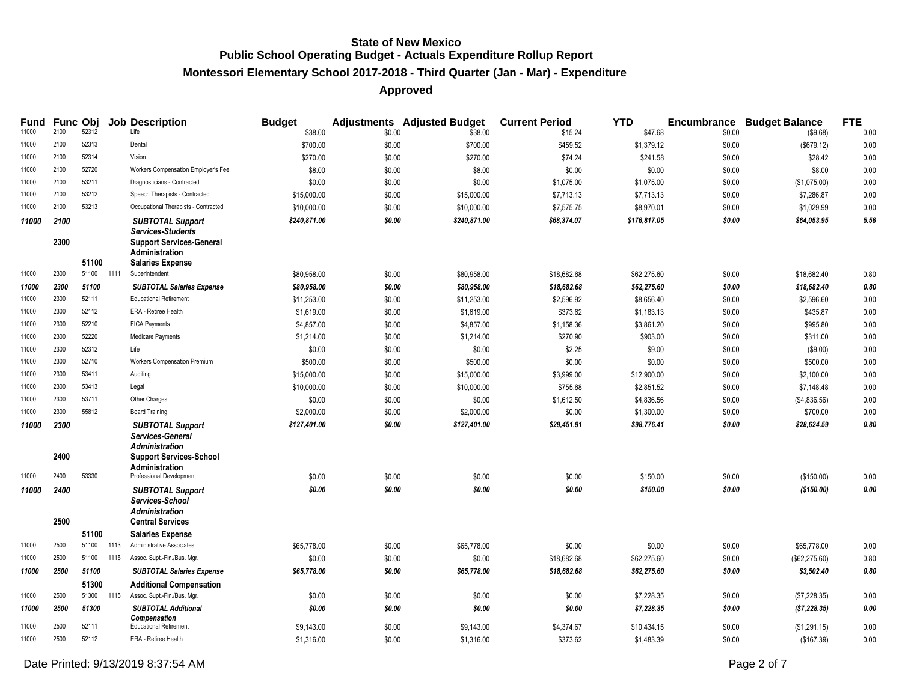# State of New Mexico
## Public School Operating Budget - Actuals Expenditure Rollup Report
### Montessori Elementary School 2017-2018 - Third Quarter (Jan - Mar) - Expenditure
### Approved

| Fund | Func | Obj | Job | Description | Budget | Adjustments | Adjusted Budget | Current Period | YTD | Encumbrance | Budget Balance | FTE |
|---|---|---|---|---|---|---|---|---|---|---|---|---|
| 11000 | 2100 | 52312 | | Life | $38.00 | $0.00 | $38.00 | $15.24 | $47.68 | $0.00 | ($9.68) | 0.00 |
| 11000 | 2100 | 52313 | | Dental | $700.00 | $0.00 | $700.00 | $459.52 | $1,379.12 | $0.00 | ($679.12) | 0.00 |
| 11000 | 2100 | 52314 | | Vision | $270.00 | $0.00 | $270.00 | $74.24 | $241.58 | $0.00 | $28.42 | 0.00 |
| 11000 | 2100 | 52720 | | Workers Compensation Employer's Fee | $8.00 | $0.00 | $8.00 | $0.00 | $0.00 | $0.00 | $8.00 | 0.00 |
| 11000 | 2100 | 53211 | | Diagnosticians - Contracted | $0.00 | $0.00 | $0.00 | $1,075.00 | $1,075.00 | $0.00 | ($1,075.00) | 0.00 |
| 11000 | 2100 | 53212 | | Speech Therapists - Contracted | $15,000.00 | $0.00 | $15,000.00 | $7,713.13 | $7,713.13 | $0.00 | $7,286.87 | 0.00 |
| 11000 | 2100 | 53213 | | Occupational Therapists - Contracted | $10,000.00 | $0.00 | $10,000.00 | $7,575.75 | $8,970.01 | $0.00 | $1,029.99 | 0.00 |
| ***11000*** | ***2100*** | | | ***SUBTOTAL Support Services-Students*** | ***$240,871.00*** | ***$0.00*** | ***$240,871.00*** | ***$68,374.07*** | ***$176,817.05*** | ***$0.00*** | ***$64,053.95*** | ***5.56*** |
| | **2300** | | | **Support Services-General Administration** | | | | | | | | |
| | | **51100** | | **Salaries Expense** | | | | | | | | |
| 11000 | 2300 | 51100 | 1111 | Superintendent | $80,958.00 | $0.00 | $80,958.00 | $18,682.68 | $62,275.60 | $0.00 | $18,682.40 | 0.80 |
| ***11000*** | ***2300*** | ***51100*** | | ***SUBTOTAL Salaries Expense*** | ***$80,958.00*** | ***$0.00*** | ***$80,958.00*** | ***$18,682.68*** | ***$62,275.60*** | ***$0.00*** | ***$18,682.40*** | ***0.80*** |
| 11000 | 2300 | 52111 | | Educational Retirement | $11,253.00 | $0.00 | $11,253.00 | $2,596.92 | $8,656.40 | $0.00 | $2,596.60 | 0.00 |
| 11000 | 2300 | 52112 | | ERA - Retiree Health | $1,619.00 | $0.00 | $1,619.00 | $373.62 | $1,183.13 | $0.00 | $435.87 | 0.00 |
| 11000 | 2300 | 52210 | | FICA Payments | $4,857.00 | $0.00 | $4,857.00 | $1,158.36 | $3,861.20 | $0.00 | $995.80 | 0.00 |
| 11000 | 2300 | 52220 | | Medicare Payments | $1,214.00 | $0.00 | $1,214.00 | $270.90 | $903.00 | $0.00 | $311.00 | 0.00 |
| 11000 | 2300 | 52312 | | Life | $0.00 | $0.00 | $0.00 | $2.25 | $9.00 | $0.00 | ($9.00) | 0.00 |
| 11000 | 2300 | 52710 | | Workers Compensation Premium | $500.00 | $0.00 | $500.00 | $0.00 | $0.00 | $0.00 | $500.00 | 0.00 |
| 11000 | 2300 | 53411 | | Auditing | $15,000.00 | $0.00 | $15,000.00 | $3,999.00 | $12,900.00 | $0.00 | $2,100.00 | 0.00 |
| 11000 | 2300 | 53413 | | Legal | $10,000.00 | $0.00 | $10,000.00 | $755.68 | $2,851.52 | $0.00 | $7,148.48 | 0.00 |
| 11000 | 2300 | 53711 | | Other Charges | $0.00 | $0.00 | $0.00 | $1,612.50 | $4,836.56 | $0.00 | ($4,836.56) | 0.00 |
| 11000 | 2300 | 55812 | | Board Training | $2,000.00 | $0.00 | $2,000.00 | $0.00 | $1,300.00 | $0.00 | $700.00 | 0.00 |
| ***11000*** | ***2300*** | | | ***SUBTOTAL Support Services-General Administration*** | ***$127,401.00*** | ***$0.00*** | ***$127,401.00*** | ***$29,451.91*** | ***$98,776.41*** | ***$0.00*** | ***$28,624.59*** | ***0.80*** |
| | **2400** | | | **Support Services-School Administration** | | | | | | | | |
| 11000 | 2400 | 53330 | | Professional Development | $0.00 | $0.00 | $0.00 | $0.00 | $150.00 | $0.00 | ($150.00) | 0.00 |
| ***11000*** | ***2400*** | | | ***SUBTOTAL Support Services-School Administration*** | ***$0.00*** | ***$0.00*** | ***$0.00*** | ***$0.00*** | ***$150.00*** | ***$0.00*** | ***($150.00)*** | ***0.00*** |
| | **2500** | | | **Central Services** | | | | | | | | |
| | | **51100** | | **Salaries Expense** | | | | | | | | |
| 11000 | 2500 | 51100 | 1113 | Administrative Associates | $65,778.00 | $0.00 | $65,778.00 | $0.00 | $0.00 | $0.00 | $65,778.00 | 0.00 |
| 11000 | 2500 | 51100 | 1115 | Assoc. Supt.-Fin./Bus. Mgr. | $0.00 | $0.00 | $0.00 | $18,682.68 | $62,275.60 | $0.00 | ($62,275.60) | 0.80 |
| ***11000*** | ***2500*** | ***51100*** | | ***SUBTOTAL Salaries Expense*** | ***$65,778.00*** | ***$0.00*** | ***$65,778.00*** | ***$18,682.68*** | ***$62,275.60*** | ***$0.00*** | ***$3,502.40*** | ***0.80*** |
| | | **51300** | | **Additional Compensation** | | | | | | | | |
| 11000 | 2500 | 51300 | 1115 | Assoc. Supt.-Fin./Bus. Mgr. | $0.00 | $0.00 | $0.00 | $0.00 | $7,228.35 | $0.00 | ($7,228.35) | 0.00 |
| ***11000*** | ***2500*** | ***51300*** | | ***SUBTOTAL Additional Compensation*** | ***$0.00*** | ***$0.00*** | ***$0.00*** | ***$0.00*** | ***$7,228.35*** | ***$0.00*** | ***($7,228.35)*** | ***0.00*** |
| 11000 | 2500 | 52111 | | Educational Retirement | $9,143.00 | $0.00 | $9,143.00 | $4,374.67 | $10,434.15 | $0.00 | ($1,291.15) | 0.00 |
| 11000 | 2500 | 52112 | | ERA - Retiree Health | $1,316.00 | $0.00 | $1,316.00 | $373.62 | $1,483.39 | $0.00 | ($167.39) | 0.00 |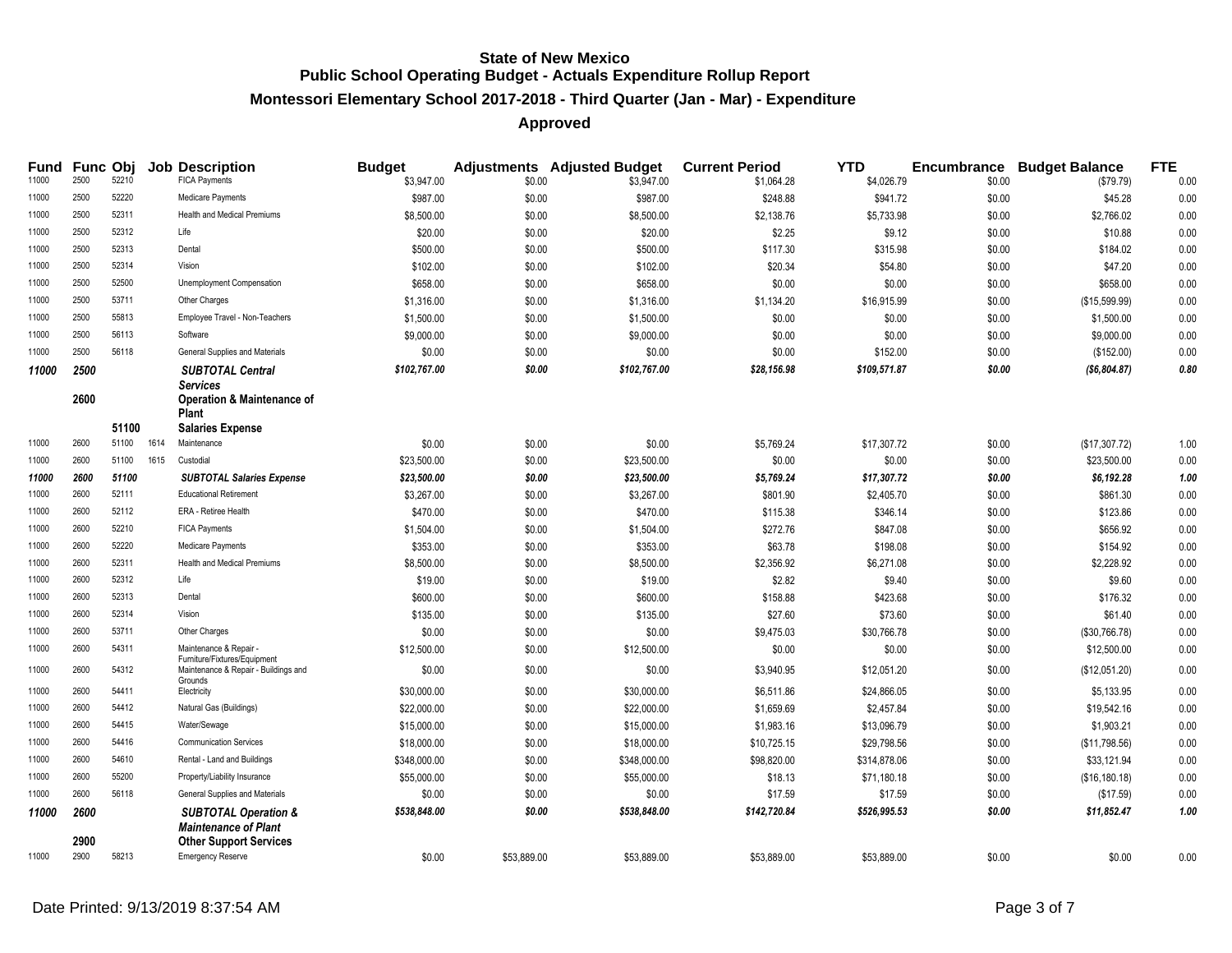# State of New Mexico
## Public School Operating Budget - Actuals Expenditure Rollup Report
### Montessori Elementary School 2017-2018 - Third Quarter (Jan - Mar) - Expenditure
### Approved

| Fund | Func | Obj | Job | Description | Budget | Adjustments | Adjusted Budget | Current Period | YTD | Encumbrance | Budget Balance | FTE |
|---|---|---|---|---|---|---|---|---|---|---|---|---|
| 11000 | 2500 | 52210 | | FICA Payments | $3,947.00 | $0.00 | $3,947.00 | $1,064.28 | $4,026.79 | $0.00 | ($79.79) | 0.00 |
| 11000 | 2500 | 52220 | | Medicare Payments | $987.00 | $0.00 | $987.00 | $248.88 | $941.72 | $0.00 | $45.28 | 0.00 |
| 11000 | 2500 | 52311 | | Health and Medical Premiums | $8,500.00 | $0.00 | $8,500.00 | $2,138.76 | $5,733.98 | $0.00 | $2,766.02 | 0.00 |
| 11000 | 2500 | 52312 | | Life | $20.00 | $0.00 | $20.00 | $2.25 | $9.12 | $0.00 | $10.88 | 0.00 |
| 11000 | 2500 | 52313 | | Dental | $500.00 | $0.00 | $500.00 | $117.30 | $315.98 | $0.00 | $184.02 | 0.00 |
| 11000 | 2500 | 52314 | | Vision | $102.00 | $0.00 | $102.00 | $20.34 | $54.80 | $0.00 | $47.20 | 0.00 |
| 11000 | 2500 | 52500 | | Unemployment Compensation | $658.00 | $0.00 | $658.00 | $0.00 | $0.00 | $0.00 | $658.00 | 0.00 |
| 11000 | 2500 | 53711 | | Other Charges | $1,316.00 | $0.00 | $1,316.00 | $1,134.20 | $16,915.99 | $0.00 | ($15,599.99) | 0.00 |
| 11000 | 2500 | 55813 | | Employee Travel - Non-Teachers | $1,500.00 | $0.00 | $1,500.00 | $0.00 | $0.00 | $0.00 | $1,500.00 | 0.00 |
| 11000 | 2500 | 56113 | | Software | $9,000.00 | $0.00 | $9,000.00 | $0.00 | $0.00 | $0.00 | $9,000.00 | 0.00 |
| 11000 | 2500 | 56118 | | General Supplies and Materials | $0.00 | $0.00 | $0.00 | $0.00 | $152.00 | $0.00 | ($152.00) | 0.00 |
| ***11000*** | ***2500*** | | | ***SUBTOTAL Central Services*** | ***$102,767.00*** | ***$0.00*** | ***$102,767.00*** | ***$28,156.98*** | ***$109,571.87*** | ***$0.00*** | ***($6,804.87)*** | ***0.80*** |
| | **2600** | | | **Operation & Maintenance of Plant** | | | | | | | | |
| | | **51100** | | **Salaries Expense** | | | | | | | | |
| 11000 | 2600 | 51100 | 1614 | Maintenance | $0.00 | $0.00 | $0.00 | $5,769.24 | $17,307.72 | $0.00 | ($17,307.72) | 1.00 |
| 11000 | 2600 | 51100 | 1615 | Custodial | $23,500.00 | $0.00 | $23,500.00 | $0.00 | $0.00 | $0.00 | $23,500.00 | 0.00 |
| ***11000*** | ***2600*** | ***51100*** | | ***SUBTOTAL Salaries Expense*** | ***$23,500.00*** | ***$0.00*** | ***$23,500.00*** | ***$5,769.24*** | ***$17,307.72*** | ***$0.00*** | ***$6,192.28*** | ***1.00*** |
| 11000 | 2600 | 52111 | | Educational Retirement | $3,267.00 | $0.00 | $3,267.00 | $801.90 | $2,405.70 | $0.00 | $861.30 | 0.00 |
| 11000 | 2600 | 52112 | | ERA - Retiree Health | $470.00 | $0.00 | $470.00 | $115.38 | $346.14 | $0.00 | $123.86 | 0.00 |
| 11000 | 2600 | 52210 | | FICA Payments | $1,504.00 | $0.00 | $1,504.00 | $272.76 | $847.08 | $0.00 | $656.92 | 0.00 |
| 11000 | 2600 | 52220 | | Medicare Payments | $353.00 | $0.00 | $353.00 | $63.78 | $198.08 | $0.00 | $154.92 | 0.00 |
| 11000 | 2600 | 52311 | | Health and Medical Premiums | $8,500.00 | $0.00 | $8,500.00 | $2,356.92 | $6,271.08 | $0.00 | $2,228.92 | 0.00 |
| 11000 | 2600 | 52312 | | Life | $19.00 | $0.00 | $19.00 | $2.82 | $9.40 | $0.00 | $9.60 | 0.00 |
| 11000 | 2600 | 52313 | | Dental | $600.00 | $0.00 | $600.00 | $158.88 | $423.68 | $0.00 | $176.32 | 0.00 |
| 11000 | 2600 | 52314 | | Vision | $135.00 | $0.00 | $135.00 | $27.60 | $73.60 | $0.00 | $61.40 | 0.00 |
| 11000 | 2600 | 53711 | | Other Charges | $0.00 | $0.00 | $0.00 | $9,475.03 | $30,766.78 | $0.00 | ($30,766.78) | 0.00 |
| 11000 | 2600 | 54311 | | Maintenance & Repair - Furniture/Fixtures/Equipment | $12,500.00 | $0.00 | $12,500.00 | $0.00 | $0.00 | $0.00 | $12,500.00 | 0.00 |
| 11000 | 2600 | 54312 | | Maintenance & Repair - Buildings and Grounds | $0.00 | $0.00 | $0.00 | $3,940.95 | $12,051.20 | $0.00 | ($12,051.20) | 0.00 |
| 11000 | 2600 | 54411 | | Electricity | $30,000.00 | $0.00 | $30,000.00 | $6,511.86 | $24,866.05 | $0.00 | $5,133.95 | 0.00 |
| 11000 | 2600 | 54412 | | Natural Gas (Buildings) | $22,000.00 | $0.00 | $22,000.00 | $1,659.69 | $2,457.84 | $0.00 | $19,542.16 | 0.00 |
| 11000 | 2600 | 54415 | | Water/Sewage | $15,000.00 | $0.00 | $15,000.00 | $1,983.16 | $13,096.79 | $0.00 | $1,903.21 | 0.00 |
| 11000 | 2600 | 54416 | | Communication Services | $18,000.00 | $0.00 | $18,000.00 | $10,725.15 | $29,798.56 | $0.00 | ($11,798.56) | 0.00 |
| 11000 | 2600 | 54610 | | Rental - Land and Buildings | $348,000.00 | $0.00 | $348,000.00 | $98,820.00 | $314,878.06 | $0.00 | $33,121.94 | 0.00 |
| 11000 | 2600 | 55200 | | Property/Liability Insurance | $55,000.00 | $0.00 | $55,000.00 | $18.13 | $71,180.18 | $0.00 | ($16,180.18) | 0.00 |
| 11000 | 2600 | 56118 | | General Supplies and Materials | $0.00 | $0.00 | $0.00 | $17.59 | $17.59 | $0.00 | ($17.59) | 0.00 |
| ***11000*** | ***2600*** | | | ***SUBTOTAL Operation & Maintenance of Plant*** | ***$538,848.00*** | ***$0.00*** | ***$538,848.00*** | ***$142,720.84*** | ***$526,995.53*** | ***$0.00*** | ***$11,852.47*** | ***1.00*** |
| | **2900** | | | **Other Support Services** | | | | | | | | |
| 11000 | 2900 | 58213 | | Emergency Reserve | $0.00 | $53,889.00 | $53,889.00 | $53,889.00 | $53,889.00 | $0.00 | $0.00 | 0.00 |

Date Printed: 9/13/2019 8:37:54 AM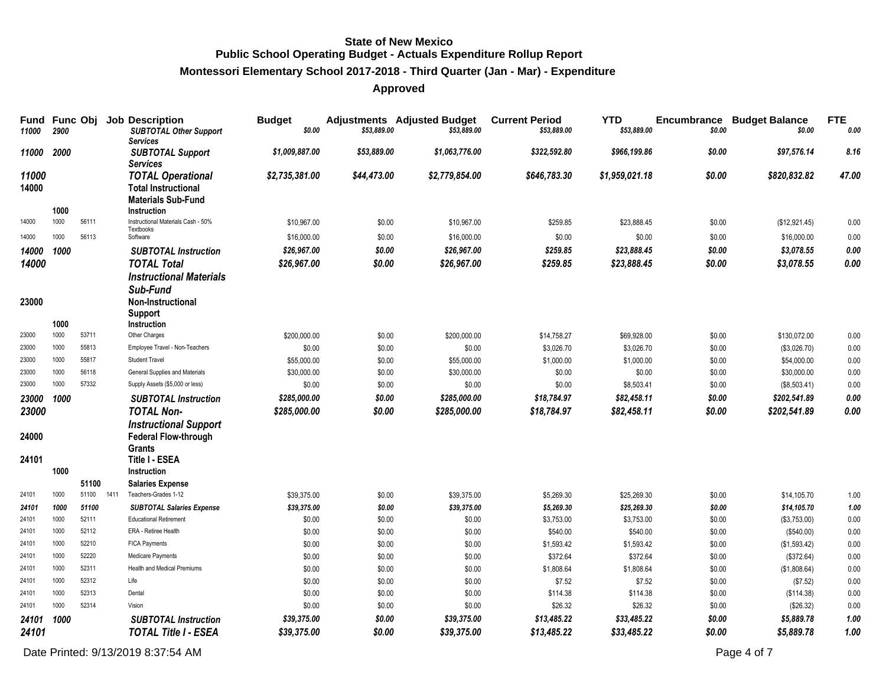**State of New Mexico**
**Public School Operating Budget - Actuals Expenditure Rollup Report**
**Montessori Elementary School 2017-2018 - Third Quarter (Jan - Mar) - Expenditure**
**Approved**

| Fund | Func | Obj | Job | Description | Budget | Adjustments | Adjusted Budget | Current Period | YTD | Encumbrance | Budget Balance | FTE |
|---|---|---|---|---|---|---|---|---|---|---|---|---|
| *11000* | *2900* | | | ***SUBTOTAL Other Support Services*** | *$0.00* | *$53,889.00* | *$53,889.00* | *$53,889.00* | *$53,889.00* | *$0.00* | *$0.00* | *0.00* |
| *11000* | *2000* | | | ***SUBTOTAL Support Services*** | *$1,009,887.00* | *$53,889.00* | *$1,063,776.00* | *$322,592.80* | *$966,199.86* | *$0.00* | *$97,576.14* | *8.16* |
| *11000* | | | | ***TOTAL Operational*** | *$2,735,381.00* | *$44,473.00* | *$2,779,854.00* | *$646,783.30* | *$1,959,021.18* | *$0.00* | *$820,832.82* | *47.00* |
| **14000** | | | | **Total Instructional Materials Sub-Fund** | | | | | | | | |
| | **1000** | | | **Instruction** | | | | | | | | |
| 14000 | 1000 | 56111 | | Instructional Materials Cash - 50% Textbooks | $10,967.00 | $0.00 | $10,967.00 | $259.85 | $23,888.45 | $0.00 | ($12,921.45) | 0.00 |
| 14000 | 1000 | 56113 | | Software | $16,000.00 | $0.00 | $16,000.00 | $0.00 | $0.00 | $0.00 | $16,000.00 | 0.00 |
| *14000* | *1000* | | | ***SUBTOTAL Instruction*** | *$26,967.00* | *$0.00* | *$26,967.00* | *$259.85* | *$23,888.45* | *$0.00* | *$3,078.55* | *0.00* |
| *14000* | | | | ***TOTAL Total Instructional Materials Sub-Fund*** | *$26,967.00* | *$0.00* | *$26,967.00* | *$259.85* | *$23,888.45* | *$0.00* | *$3,078.55* | *0.00* |
| **23000** | | | | **Non-Instructional Support** | | | | | | | | |
| | **1000** | | | **Instruction** | | | | | | | | |
| 23000 | 1000 | 53711 | | Other Charges | $200,000.00 | $0.00 | $200,000.00 | $14,758.27 | $69,928.00 | $0.00 | $130,072.00 | 0.00 |
| 23000 | 1000 | 55813 | | Employee Travel - Non-Teachers | $0.00 | $0.00 | $0.00 | $3,026.70 | $3,026.70 | $0.00 | ($3,026.70) | 0.00 |
| 23000 | 1000 | 55817 | | Student Travel | $55,000.00 | $0.00 | $55,000.00 | $1,000.00 | $1,000.00 | $0.00 | $54,000.00 | 0.00 |
| 23000 | 1000 | 56118 | | General Supplies and Materials | $30,000.00 | $0.00 | $30,000.00 | $0.00 | $0.00 | $0.00 | $30,000.00 | 0.00 |
| 23000 | 1000 | 57332 | | Supply Assets ($5,000 or less) | $0.00 | $0.00 | $0.00 | $0.00 | $8,503.41 | $0.00 | ($8,503.41) | 0.00 |
| *23000* | *1000* | | | ***SUBTOTAL Instruction*** | *$285,000.00* | *$0.00* | *$285,000.00* | *$18,784.97* | *$82,458.11* | *$0.00* | *$202,541.89* | *0.00* |
| *23000* | | | | ***TOTAL Non-Instructional Support*** | *$285,000.00* | *$0.00* | *$285,000.00* | *$18,784.97* | *$82,458.11* | *$0.00* | *$202,541.89* | *0.00* |
| **24000** | | | | **Federal Flow-through Grants** | | | | | | | | |
| **24101** | | | | **Title I - ESEA** | | | | | | | | |
| | **1000** | | | **Instruction** | | | | | | | | |
| | | **51100** | | **Salaries Expense** | | | | | | | | |
| 24101 | 1000 | 51100 | 1411 | Teachers-Grades 1-12 | $39,375.00 | $0.00 | $39,375.00 | $5,269.30 | $25,269.30 | $0.00 | $14,105.70 | 1.00 |
| *24101* | *1000* | *51100* | | ***SUBTOTAL Salaries Expense*** | *$39,375.00* | *$0.00* | *$39,375.00* | *$5,269.30* | *$25,269.30* | *$0.00* | *$14,105.70* | *1.00* |
| 24101 | 1000 | 52111 | | Educational Retirement | $0.00 | $0.00 | $0.00 | $3,753.00 | $3,753.00 | $0.00 | ($3,753.00) | 0.00 |
| 24101 | 1000 | 52112 | | ERA - Retiree Health | $0.00 | $0.00 | $0.00 | $540.00 | $540.00 | $0.00 | ($540.00) | 0.00 |
| 24101 | 1000 | 52210 | | FICA Payments | $0.00 | $0.00 | $0.00 | $1,593.42 | $1,593.42 | $0.00 | ($1,593.42) | 0.00 |
| 24101 | 1000 | 52220 | | Medicare Payments | $0.00 | $0.00 | $0.00 | $372.64 | $372.64 | $0.00 | ($372.64) | 0.00 |
| 24101 | 1000 | 52311 | | Health and Medical Premiums | $0.00 | $0.00 | $0.00 | $1,808.64 | $1,808.64 | $0.00 | ($1,808.64) | 0.00 |
| 24101 | 1000 | 52312 | | Life | $0.00 | $0.00 | $0.00 | $7.52 | $7.52 | $0.00 | ($7.52) | 0.00 |
| 24101 | 1000 | 52313 | | Dental | $0.00 | $0.00 | $0.00 | $114.38 | $114.38 | $0.00 | ($114.38) | 0.00 |
| 24101 | 1000 | 52314 | | Vision | $0.00 | $0.00 | $0.00 | $26.32 | $26.32 | $0.00 | ($26.32) | 0.00 |
| *24101* | *1000* | | | ***SUBTOTAL Instruction*** | *$39,375.00* | *$0.00* | *$39,375.00* | *$13,485.22* | *$33,485.22* | *$0.00* | *$5,889.78* | *1.00* |
| *24101* | | | | ***TOTAL Title I - ESEA*** | *$39,375.00* | *$0.00* | *$39,375.00* | *$13,485.22* | *$33,485.22* | *$0.00* | *$5,889.78* | *1.00* |

Date Printed: 9/13/2019 8:37:54 AM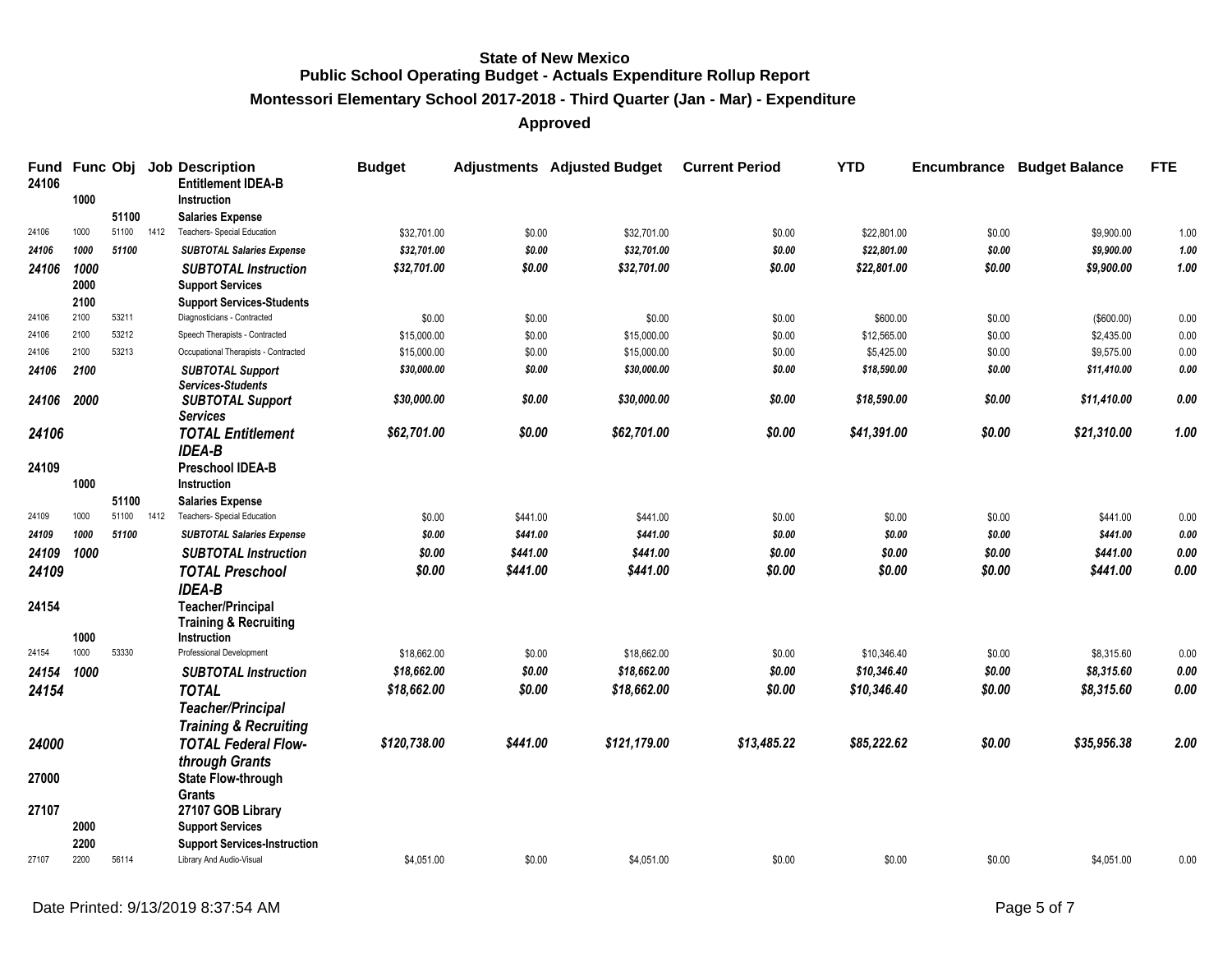# State of New Mexico
## Public School Operating Budget - Actuals Expenditure Rollup Report
### Montessori Elementary School 2017-2018 - Third Quarter (Jan - Mar) - Expenditure
### Approved

| Fund | Func | Obj | Job | Description | Budget | Adjustments | Adjusted Budget | Current Period | YTD | Encumbrance | Budget Balance | FTE |
|---|---|---|---|---|---|---|---|---|---|---|---|---|
| **24106** | | | | **Entitlement IDEA-B** | | | | | | | | |
| | **1000** | | | **Instruction** | | | | | | | | |
| | | **51100** | | **Salaries Expense** | | | | | | | | |
| 24106 | 1000 | 51100 | 1412 | Teachers- Special Education | $32,701.00 | $0.00 | $32,701.00 | $0.00 | $22,801.00 | $0.00 | $9,900.00 | 1.00 |
| *24106* | *1000* | *51100* | | *SUBTOTAL Salaries Expense* | *$32,701.00* | *$0.00* | *$32,701.00* | *$0.00* | *$22,801.00* | *$0.00* | *$9,900.00* | *1.00* |
| *24106* | *1000* | | | *SUBTOTAL Instruction* | *$32,701.00* | *$0.00* | *$32,701.00* | *$0.00* | *$22,801.00* | *$0.00* | *$9,900.00* | *1.00* |
| | **2000** | | | **Support Services** | | | | | | | | |
| | **2100** | | | **Support Services-Students** | | | | | | | | |
| 24106 | 2100 | 53211 | | Diagnosticians - Contracted | $0.00 | $0.00 | $0.00 | $0.00 | $600.00 | $0.00 | ($600.00) | 0.00 |
| 24106 | 2100 | 53212 | | Speech Therapists - Contracted | $15,000.00 | $0.00 | $15,000.00 | $0.00 | $12,565.00 | $0.00 | $2,435.00 | 0.00 |
| 24106 | 2100 | 53213 | | Occupational Therapists - Contracted | $15,000.00 | $0.00 | $15,000.00 | $0.00 | $5,425.00 | $0.00 | $9,575.00 | 0.00 |
| *24106* | *2100* | | | *SUBTOTAL Support Services-Students* | *$30,000.00* | *$0.00* | *$30,000.00* | *$0.00* | *$18,590.00* | *$0.00* | *$11,410.00* | *0.00* |
| *24106* | *2000* | | | *SUBTOTAL Support Services* | *$30,000.00* | *$0.00* | *$30,000.00* | *$0.00* | *$18,590.00* | *$0.00* | *$11,410.00* | *0.00* |
| *24106* | | | | *TOTAL Entitlement IDEA-B* | *$62,701.00* | *$0.00* | *$62,701.00* | *$0.00* | *$41,391.00* | *$0.00* | *$21,310.00* | *1.00* |
| **24109** | | | | **Preschool IDEA-B** | | | | | | | | |
| | **1000** | | | **Instruction** | | | | | | | | |
| | | **51100** | | **Salaries Expense** | | | | | | | | |
| 24109 | 1000 | 51100 | 1412 | Teachers- Special Education | $0.00 | $441.00 | $441.00 | $0.00 | $0.00 | $0.00 | $441.00 | 0.00 |
| *24109* | *1000* | *51100* | | *SUBTOTAL Salaries Expense* | *$0.00* | *$441.00* | *$441.00* | *$0.00* | *$0.00* | *$0.00* | *$441.00* | *0.00* |
| *24109* | *1000* | | | *SUBTOTAL Instruction* | *$0.00* | *$441.00* | *$441.00* | *$0.00* | *$0.00* | *$0.00* | *$441.00* | *0.00* |
| *24109* | | | | *TOTAL Preschool IDEA-B* | *$0.00* | *$441.00* | *$441.00* | *$0.00* | *$0.00* | *$0.00* | *$441.00* | *0.00* |
| **24154** | | | | **Teacher/Principal Training & Recruiting** | | | | | | | | |
| | **1000** | | | **Instruction** | | | | | | | | |
| 24154 | 1000 | 53330 | | Professional Development | $18,662.00 | $0.00 | $18,662.00 | $0.00 | $10,346.40 | $0.00 | $8,315.60 | 0.00 |
| *24154* | *1000* | | | *SUBTOTAL Instruction* | *$18,662.00* | *$0.00* | *$18,662.00* | *$0.00* | *$10,346.40* | *$0.00* | *$8,315.60* | *0.00* |
| *24154* | | | | *TOTAL Teacher/Principal Training & Recruiting* | *$18,662.00* | *$0.00* | *$18,662.00* | *$0.00* | *$10,346.40* | *$0.00* | *$8,315.60* | *0.00* |
| *24000* | | | | *TOTAL Federal Flow-through Grants* | *$120,738.00* | *$441.00* | *$121,179.00* | *$13,485.22* | *$85,222.62* | *$0.00* | *$35,956.38* | *2.00* |
| **27000** | | | | **State Flow-through Grants** | | | | | | | | |
| **27107** | | | | **27107 GOB Library** | | | | | | | | |
| | **2000** | | | **Support Services** | | | | | | | | |
| | **2200** | | | **Support Services-Instruction** | | | | | | | | |
| 27107 | 2200 | 56114 | | Library And Audio-Visual | $4,051.00 | $0.00 | $4,051.00 | $0.00 | $0.00 | $0.00 | $4,051.00 | 0.00 |

Date Printed: 9/13/2019 8:37:54 AM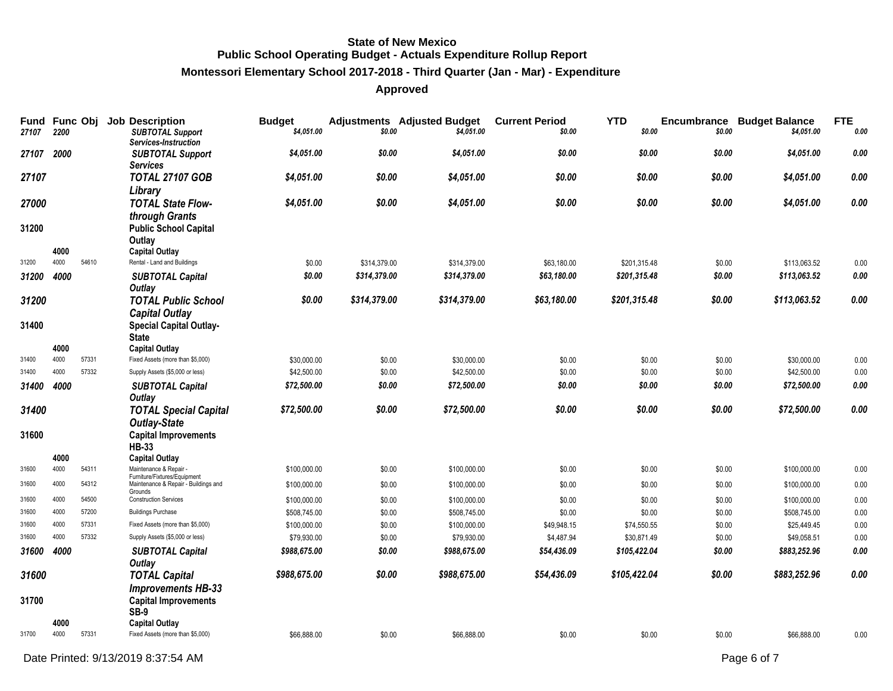**State of New Mexico**
**Public School Operating Budget - Actuals Expenditure Rollup Report**
**Montessori Elementary School 2017-2018 - Third Quarter (Jan - Mar) - Expenditure**
**Approved**

| Fund | Func | Obj | Job | Description | Budget | Adjustments | Adjusted Budget | Current Period | YTD | Encumbrance | Budget Balance | FTE |
|---|---|---|---|---|---|---|---|---|---|---|---|---|
| *27107* | *2200* | | | *SUBTOTAL Support Services-Instruction* | *$4,051.00* | *$0.00* | *$4,051.00* | *$0.00* | *$0.00* | *$0.00* | *$4,051.00* | *0.00* |
| *27107* | *2000* | | | *SUBTOTAL Support Services* | *$4,051.00* | *$0.00* | *$4,051.00* | *$0.00* | *$0.00* | *$0.00* | *$4,051.00* | *0.00* |
| *27107* | | | | *TOTAL 27107 GOB Library* | *$4,051.00* | *$0.00* | *$4,051.00* | *$0.00* | *$0.00* | *$0.00* | *$4,051.00* | *0.00* |
| *27000* | | | | *TOTAL State Flow-through Grants* | *$4,051.00* | *$0.00* | *$4,051.00* | *$0.00* | *$0.00* | *$0.00* | *$4,051.00* | *0.00* |
| **31200** | | | | **Public School Capital Outlay** | | | | | | | | |
| | **4000** | | | **Capital Outlay** | | | | | | | | |
| 31200 | 4000 | 54610 | | Rental - Land and Buildings | $0.00 | $314,379.00 | $314,379.00 | $63,180.00 | $201,315.48 | $0.00 | $113,063.52 | 0.00 |
| *31200* | *4000* | | | *SUBTOTAL Capital Outlay* | *$0.00* | *$314,379.00* | *$314,379.00* | *$63,180.00* | *$201,315.48* | *$0.00* | *$113,063.52* | *0.00* |
| *31200* | | | | *TOTAL Public School Capital Outlay* | *$0.00* | *$314,379.00* | *$314,379.00* | *$63,180.00* | *$201,315.48* | *$0.00* | *$113,063.52* | *0.00* |
| **31400** | | | | **Special Capital Outlay-State** | | | | | | | | |
| | **4000** | | | **Capital Outlay** | | | | | | | | |
| 31400 | 4000 | 57331 | | Fixed Assets (more than $5,000) | $30,000.00 | $0.00 | $30,000.00 | $0.00 | $0.00 | $0.00 | $30,000.00 | 0.00 |
| 31400 | 4000 | 57332 | | Supply Assets ($5,000 or less) | $42,500.00 | $0.00 | $42,500.00 | $0.00 | $0.00 | $0.00 | $42,500.00 | 0.00 |
| *31400* | *4000* | | | *SUBTOTAL Capital Outlay* | *$72,500.00* | *$0.00* | *$72,500.00* | *$0.00* | *$0.00* | *$0.00* | *$72,500.00* | *0.00* |
| *31400* | | | | *TOTAL Special Capital Outlay-State* | *$72,500.00* | *$0.00* | *$72,500.00* | *$0.00* | *$0.00* | *$0.00* | *$72,500.00* | *0.00* |
| **31600** | | | | **Capital Improvements HB-33** | | | | | | | | |
| | **4000** | | | **Capital Outlay** | | | | | | | | |
| 31600 | 4000 | 54311 | | Maintenance & Repair - Furniture/Fixtures/Equipment | $100,000.00 | $0.00 | $100,000.00 | $0.00 | $0.00 | $0.00 | $100,000.00 | 0.00 |
| 31600 | 4000 | 54312 | | Maintenance & Repair - Buildings and Grounds | $100,000.00 | $0.00 | $100,000.00 | $0.00 | $0.00 | $0.00 | $100,000.00 | 0.00 |
| 31600 | 4000 | 54500 | | Construction Services | $100,000.00 | $0.00 | $100,000.00 | $0.00 | $0.00 | $0.00 | $100,000.00 | 0.00 |
| 31600 | 4000 | 57200 | | Buildings Purchase | $508,745.00 | $0.00 | $508,745.00 | $0.00 | $0.00 | $0.00 | $508,745.00 | 0.00 |
| 31600 | 4000 | 57331 | | Fixed Assets (more than $5,000) | $100,000.00 | $0.00 | $100,000.00 | $49,948.15 | $74,550.55 | $0.00 | $25,449.45 | 0.00 |
| 31600 | 4000 | 57332 | | Supply Assets ($5,000 or less) | $79,930.00 | $0.00 | $79,930.00 | $4,487.94 | $30,871.49 | $0.00 | $49,058.51 | 0.00 |
| *31600* | *4000* | | | *SUBTOTAL Capital Outlay* | *$988,675.00* | *$0.00* | *$988,675.00* | *$54,436.09* | *$105,422.04* | *$0.00* | *$883,252.96* | *0.00* |
| *31600* | | | | *TOTAL Capital Improvements HB-33* | *$988,675.00* | *$0.00* | *$988,675.00* | *$54,436.09* | *$105,422.04* | *$0.00* | *$883,252.96* | *0.00* |
| **31700** | | | | **Capital Improvements SB-9** | | | | | | | | |
| | **4000** | | | **Capital Outlay** | | | | | | | | |
| 31700 | 4000 | 57331 | | Fixed Assets (more than $5,000) | $66,888.00 | $0.00 | $66,888.00 | $0.00 | $0.00 | $0.00 | $66,888.00 | 0.00 |

Date Printed: 9/13/2019 8:37:54 AM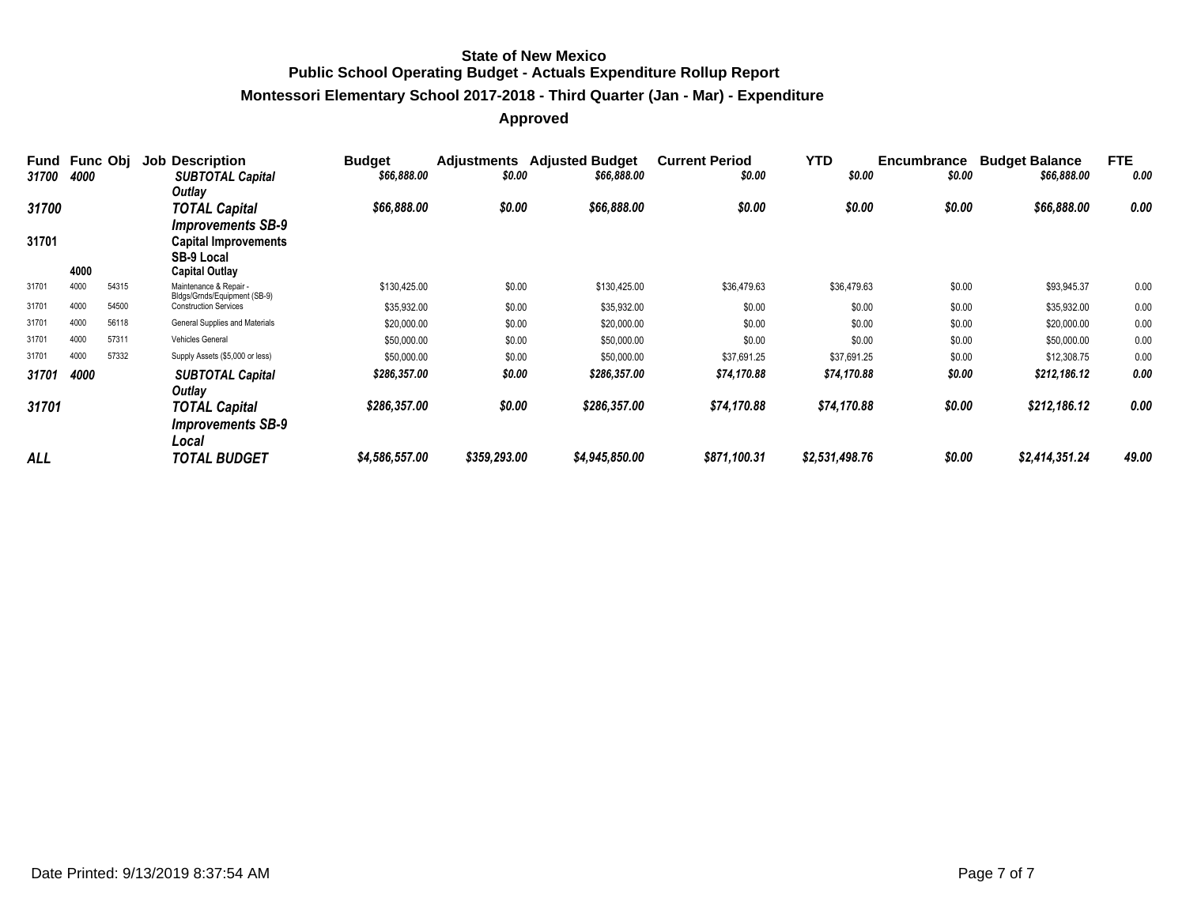**State of New Mexico**
**Public School Operating Budget - Actuals Expenditure Rollup Report**
**Montessori Elementary School 2017-2018 - Third Quarter (Jan - Mar) - Expenditure**
**Approved**

| Fund | Func | Obj | Job | Description | Budget | Adjustments | Adjusted Budget | Current Period | YTD | Encumbrance | Budget Balance | FTE |
|---|---|---|---|---|---|---|---|---|---|---|---|---|
| *31700* | *4000* | | | ***SUBTOTAL Capital Outlay*** | *$66,888.00* | *$0.00* | *$66,888.00* | *$0.00* | *$0.00* | *$0.00* | *$66,888.00* | *0.00* |
| ***31700*** | | | | ***TOTAL Capital Improvements SB-9*** | ***$66,888.00*** | ***$0.00*** | ***$66,888.00*** | ***$0.00*** | ***$0.00*** | ***$0.00*** | ***$66,888.00*** | ***0.00*** |
| **31701** | | | | **Capital Improvements SB-9 Local** | | | | | | | | |
| | **4000** | | | **Capital Outlay** | | | | | | | | |
| 31701 | 4000 | 54315 | | Maintenance & Repair - Bldgs/Grnds/Equipment (SB-9) | $130,425.00 | $0.00 | $130,425.00 | $36,479.63 | $36,479.63 | $0.00 | $93,945.37 | 0.00 |
| 31701 | 4000 | 54500 | | Construction Services | $35,932.00 | $0.00 | $35,932.00 | $0.00 | $0.00 | $0.00 | $35,932.00 | 0.00 |
| 31701 | 4000 | 56118 | | General Supplies and Materials | $20,000.00 | $0.00 | $20,000.00 | $0.00 | $0.00 | $0.00 | $20,000.00 | 0.00 |
| 31701 | 4000 | 57311 | | Vehicles General | $50,000.00 | $0.00 | $50,000.00 | $0.00 | $0.00 | $0.00 | $50,000.00 | 0.00 |
| 31701 | 4000 | 57332 | | Supply Assets ($5,000 or less) | $50,000.00 | $0.00 | $50,000.00 | $37,691.25 | $37,691.25 | $0.00 | $12,308.75 | 0.00 |
| *31701* | *4000* | | | ***SUBTOTAL Capital Outlay*** | *$286,357.00* | *$0.00* | *$286,357.00* | *$74,170.88* | *$74,170.88* | *$0.00* | *$212,186.12* | *0.00* |
| ***31701*** | | | | ***TOTAL Capital Improvements SB-9 Local*** | ***$286,357.00*** | ***$0.00*** | ***$286,357.00*** | ***$74,170.88*** | ***$74,170.88*** | ***$0.00*** | ***$212,186.12*** | ***0.00*** |
| ***ALL*** | | | | ***TOTAL BUDGET*** | ***$4,586,557.00*** | ***$359,293.00*** | ***$4,945,850.00*** | ***$871,100.31*** | ***$2,531,498.76*** | ***$0.00*** | ***$2,414,351.24*** | ***49.00*** |

Date Printed: 9/13/2019 8:37:54 AM